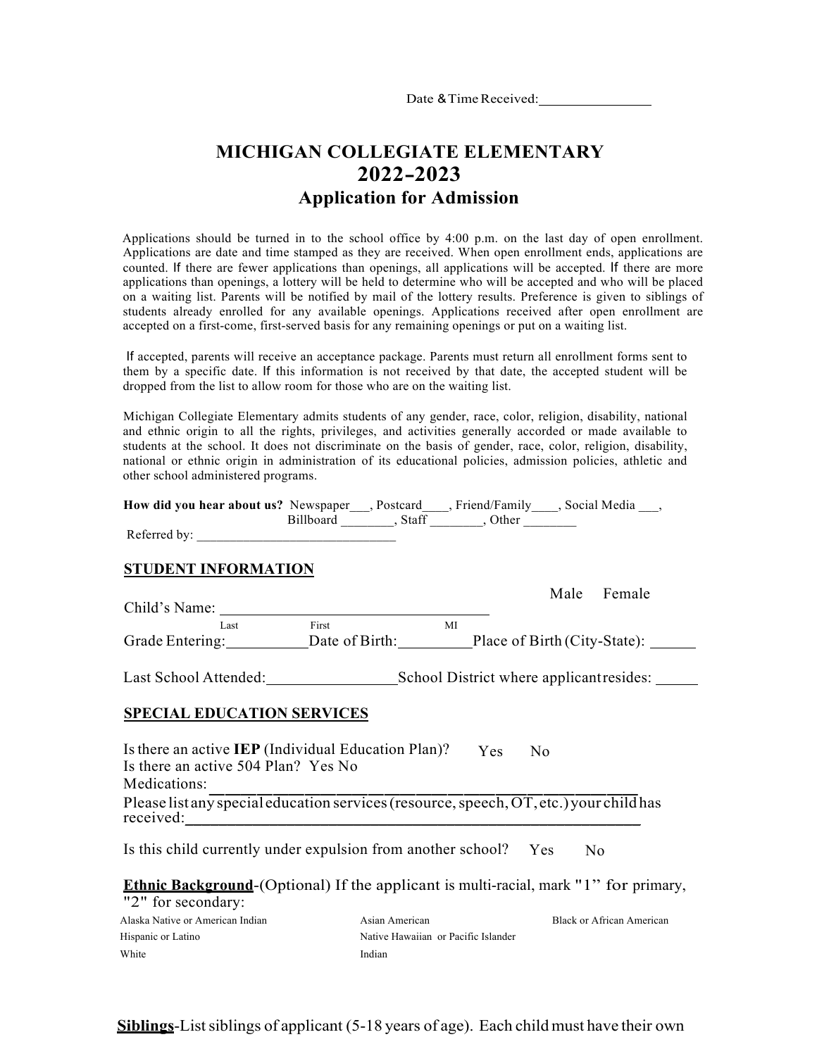Date & Time Received:_______________

# MICHIGAN COLLEGIATE ELEMENTARY
# 2022-2023
## Application for Admission

Applications should be turned in to the school office by 4:00 p.m. on the last day of open enrollment. Applications are date and time stamped as they are received. When open enrollment ends, applications are counted. If there are fewer applications than openings, all applications will be accepted. If there are more applications than openings, a lottery will be held to determine who will be accepted and who will be placed on a waiting list. Parents will be notified by mail of the lottery results. Preference is given to siblings of students already enrolled for any available openings. Applications received after open enrollment are accepted on a first-come, first-served basis for any remaining openings or put on a waiting list.

If accepted, parents will receive an acceptance package. Parents must return all enrollment forms sent to them by a specific date. If this information is not received by that date, the accepted student will be dropped from the list to allow room for those who are on the waiting list.

Michigan Collegiate Elementary admits students of any gender, race, color, religion, disability, national and ethnic origin to all the rights, privileges, and activities generally accorded or made available to students at the school. It does not discriminate on the basis of gender, race, color, religion, disability, national or ethnic origin in administration of its educational policies, admission policies, athletic and other school administered programs.

**How did you hear about us?** Newspaper___, Postcard____, Friend/Family____, Social Media ___, Billboard ________, Staff ________, Other ________

Referred by: ______________________________

### STUDENT INFORMATION

Child's Name: _________________________________ Male Female

Last First MI

Grade Entering:__________Date of Birth:_________Place of Birth (City-State): ______

Last School Attended:________________School District where applicant resides: _____

### SPECIAL EDUCATION SERVICES

Is there an active **IEP** (Individual Education Plan)? Yes No

Is there an active 504 Plan? Yes No

Medications: ___________________________________________________

Please list any special education services (resource, speech, OT, etc.) your child has received:___________________________________________________

Is this child currently under expulsion from another school? Yes No

**Ethnic Background**-(Optional) If the applicant is multi-racial, mark "1" for primary, "2" for secondary:

Alaska Native or American Indian | Asian American | Black or African American
Hispanic or Latino | Native Hawaiian or Pacific Islander
White | Indian

**Siblings**-List siblings of applicant (5-18 years of age). Each child must have their own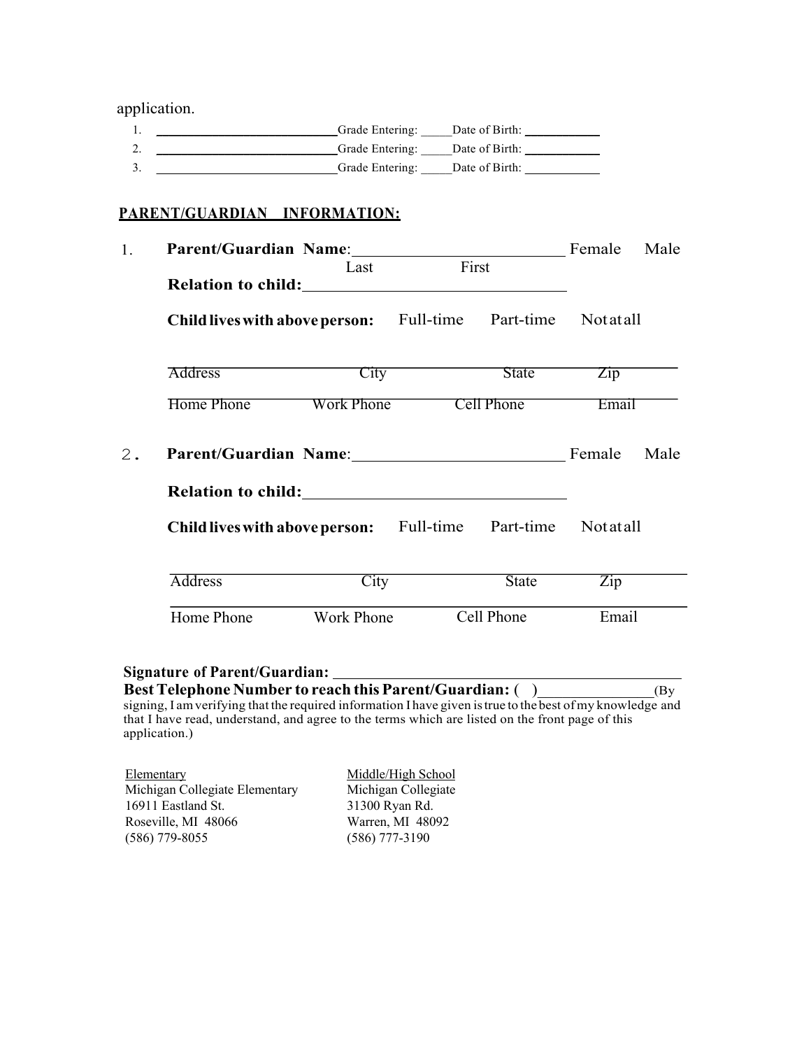application.

1. ________________________ Grade Entering: _____ Date of Birth: ___________
2. ________________________ Grade Entering: _____ Date of Birth: ___________
3. ________________________ Grade Entering: _____ Date of Birth: ___________

**PARENT/GUARDIAN INFORMATION:**

1. **Parent/Guardian Name**: ________________________ Female Male
   Last First
   **Relation to child:** ______________________________

   **Child lives with above person:** Full-time Part-time Not at all

   ______________________________________________________________
   Address City State Zip

   ______________________________________________________________
   Home Phone Work Phone Cell Phone Email

2. **Parent/Guardian Name**: ________________________ Female Male

   **Relation to child:** ______________________________

   **Child lives with above person:** Full-time Part-time Not at all

   ______________________________________________________________
   Address City State Zip

   ______________________________________________________________
   Home Phone Work Phone Cell Phone Email

**Signature of Parent/Guardian:** ____________________________________________
**Best Telephone Number to reach this Parent/Guardian:** ( )_______________ (By signing, I am verifying that the required information I have given is true to the best of my knowledge and that I have read, understand, and agree to the terms which are listed on the front page of this application.)

Elementary
Michigan Collegiate Elementary
16911 Eastland St.
Roseville, MI 48066
(586) 779-8055

Middle/High School
Michigan Collegiate
31300 Ryan Rd.
Warren, MI 48092
(586) 777-3190